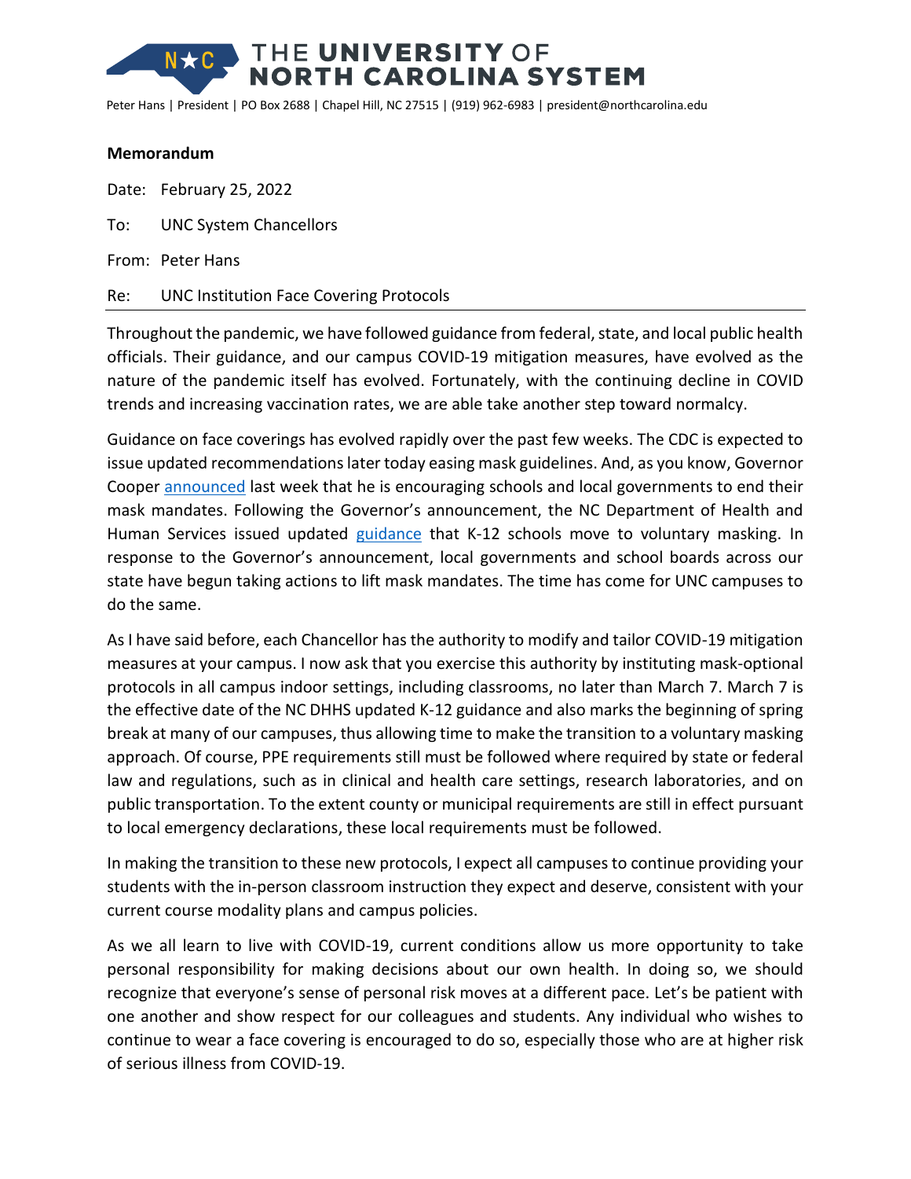# THE UNIVERSITY OF NORTH CAROLINA SYSTEM

Peter Hans | President | PO Box 2688 | Chapel Hill, NC 27515 | (919) 962-6983 | president@northcarolina.edu

**Memorandum**

Date: February 25, 2022

To: UNC System Chancellors

From: Peter Hans

Re: UNC Institution Face Covering Protocols

---

Throughout the pandemic, we have followed guidance from federal, state, and local public health officials. Their guidance, and our campus COVID-19 mitigation measures, have evolved as the nature of the pandemic itself has evolved. Fortunately, with the continuing decline in COVID trends and increasing vaccination rates, we are able take another step toward normalcy.

Guidance on face coverings has evolved rapidly over the past few weeks. The CDC is expected to issue updated recommendations later today easing mask guidelines. And, as you know, Governor Cooper announced last week that he is encouraging schools and local governments to end their mask mandates. Following the Governor's announcement, the NC Department of Health and Human Services issued updated guidance that K-12 schools move to voluntary masking. In response to the Governor's announcement, local governments and school boards across our state have begun taking actions to lift mask mandates. The time has come for UNC campuses to do the same.

As I have said before, each Chancellor has the authority to modify and tailor COVID-19 mitigation measures at your campus. I now ask that you exercise this authority by instituting mask-optional protocols in all campus indoor settings, including classrooms, no later than March 7. March 7 is the effective date of the NC DHHS updated K-12 guidance and also marks the beginning of spring break at many of our campuses, thus allowing time to make the transition to a voluntary masking approach. Of course, PPE requirements still must be followed where required by state or federal law and regulations, such as in clinical and health care settings, research laboratories, and on public transportation. To the extent county or municipal requirements are still in effect pursuant to local emergency declarations, these local requirements must be followed.

In making the transition to these new protocols, I expect all campuses to continue providing your students with the in-person classroom instruction they expect and deserve, consistent with your current course modality plans and campus policies.

As we all learn to live with COVID-19, current conditions allow us more opportunity to take personal responsibility for making decisions about our own health. In doing so, we should recognize that everyone's sense of personal risk moves at a different pace. Let's be patient with one another and show respect for our colleagues and students. Any individual who wishes to continue to wear a face covering is encouraged to do so, especially those who are at higher risk of serious illness from COVID-19.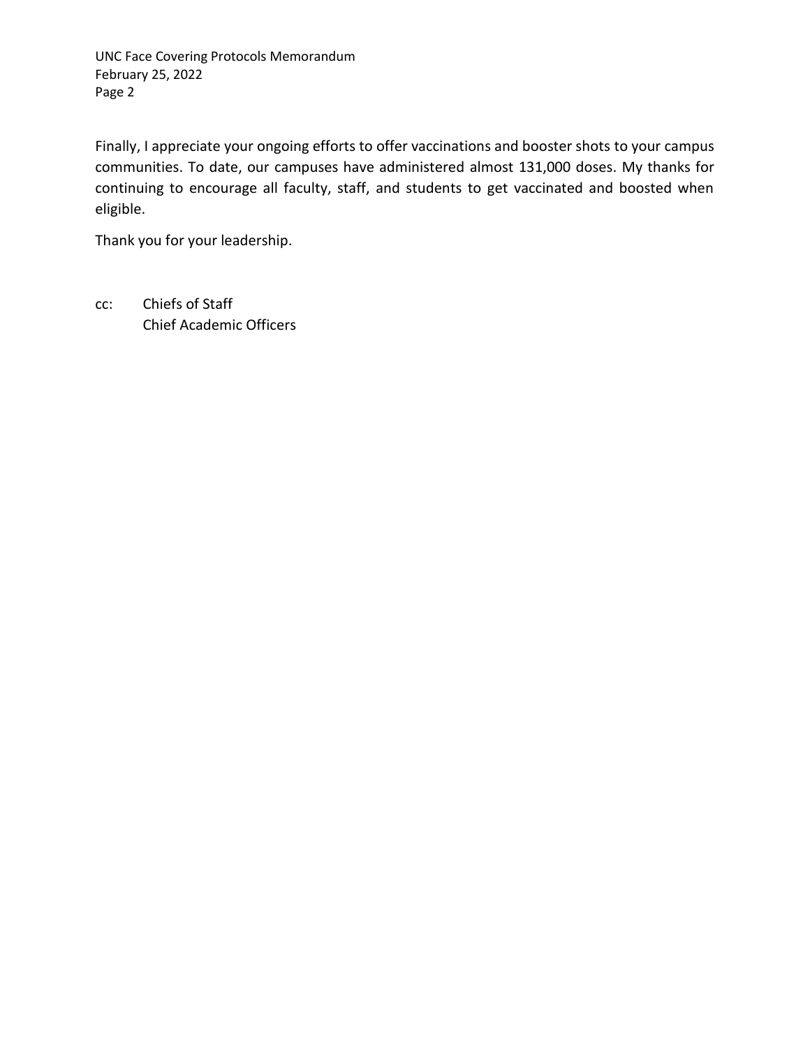Finally, I appreciate your ongoing efforts to offer vaccinations and booster shots to your campus communities. To date, our campuses have administered almost 131,000 doses. My thanks for continuing to encourage all faculty, staff, and students to get vaccinated and boosted when eligible.

Thank you for your leadership.

cc: Chiefs of Staff
Chief Academic Officers